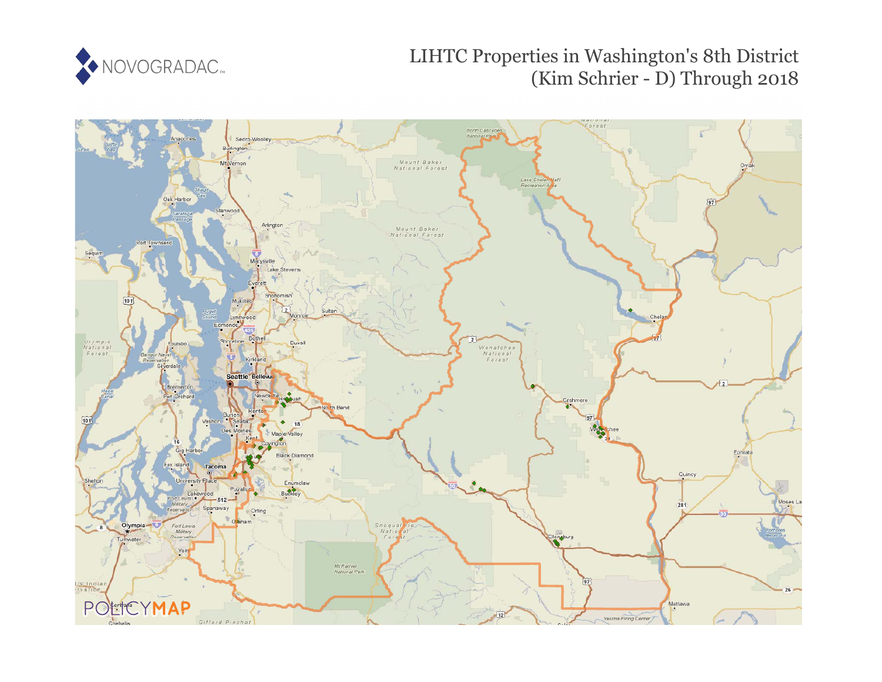# LIHTC Properties in Washington's 8th District (Kim Schrier - D) Through 2018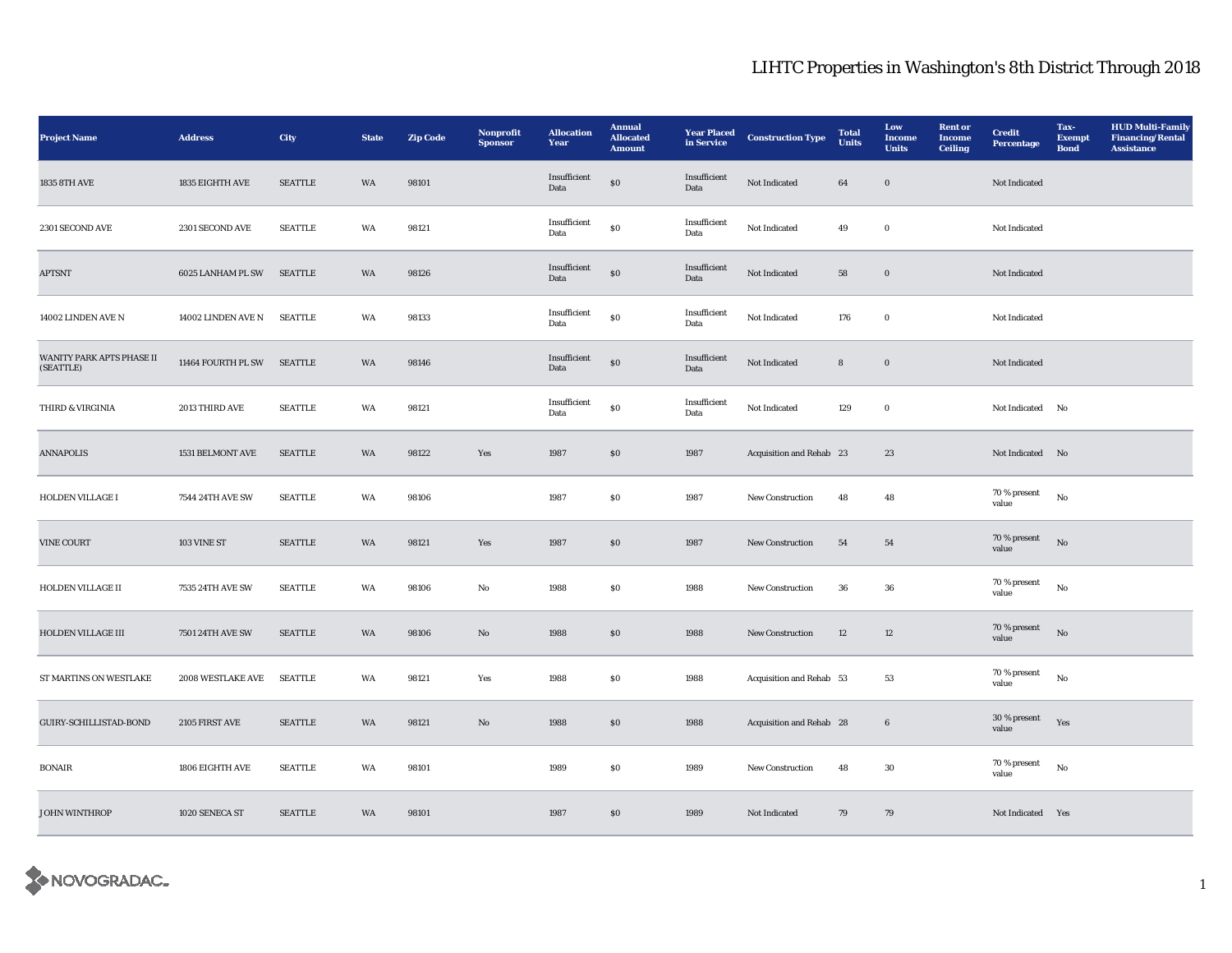# LIHTC Properties in Washington's 8th District Through 2018

| Project Name | Address | City | State | Zip Code | Nonprofit Sponsor | Allocation Year | Annual Allocated Amount | Year Placed in Service | Construction Type | Total Units | Low Income Units | Rent or Income Ceiling | Credit Percentage | Tax-Exempt Bond | HUD Multi-Family Financing/Rental Assistance |
|---|---|---|---|---|---|---|---|---|---|---|---|---|---|---|---|
| 1835 8TH AVE | 1835 EIGHTH AVE | SEATTLE | WA | 98101 | | Insufficient Data | $0 | Insufficient Data | Not Indicated | 64 | 0 | | Not Indicated | | |
| 2301 SECOND AVE | 2301 SECOND AVE | SEATTLE | WA | 98121 | | Insufficient Data | $0 | Insufficient Data | Not Indicated | 49 | 0 | | Not Indicated | | |
| APTSNT | 6025 LANHAM PL SW | SEATTLE | WA | 98126 | | Insufficient Data | $0 | Insufficient Data | Not Indicated | 58 | 0 | | Not Indicated | | |
| 14002 LINDEN AVE N | 14002 LINDEN AVE N | SEATTLE | WA | 98133 | | Insufficient Data | $0 | Insufficient Data | Not Indicated | 176 | 0 | | Not Indicated | | |
| WANITY PARK APTS PHASE II (SEATTLE) | 11464 FOURTH PL SW | SEATTLE | WA | 98146 | | Insufficient Data | $0 | Insufficient Data | Not Indicated | 8 | 0 | | Not Indicated | | |
| THIRD & VIRGINIA | 2013 THIRD AVE | SEATTLE | WA | 98121 | | Insufficient Data | $0 | Insufficient Data | Not Indicated | 129 | 0 | | Not Indicated | No | |
| ANNAPOLIS | 1531 BELMONT AVE | SEATTLE | WA | 98122 | Yes | 1987 | $0 | 1987 | Acquisition and Rehab | 23 | 23 | | Not Indicated | No | |
| HOLDEN VILLAGE I | 7544 24TH AVE SW | SEATTLE | WA | 98106 | | 1987 | $0 | 1987 | New Construction | 48 | 48 | | 70 % present value | No | |
| VINE COURT | 103 VINE ST | SEATTLE | WA | 98121 | Yes | 1987 | $0 | 1987 | New Construction | 54 | 54 | | 70 % present value | No | |
| HOLDEN VILLAGE II | 7535 24TH AVE SW | SEATTLE | WA | 98106 | No | 1988 | $0 | 1988 | New Construction | 36 | 36 | | 70 % present value | No | |
| HOLDEN VILLAGE III | 7501 24TH AVE SW | SEATTLE | WA | 98106 | No | 1988 | $0 | 1988 | New Construction | 12 | 12 | | 70 % present value | No | |
| ST MARTINS ON WESTLAKE | 2008 WESTLAKE AVE | SEATTLE | WA | 98121 | Yes | 1988 | $0 | 1988 | Acquisition and Rehab | 53 | 53 | | 70 % present value | No | |
| GUIRY-SCHILLISTAD-BOND | 2105 FIRST AVE | SEATTLE | WA | 98121 | No | 1988 | $0 | 1988 | Acquisition and Rehab | 28 | 6 | | 30 % present value | Yes | |
| BONAIR | 1806 EIGHTH AVE | SEATTLE | WA | 98101 | | 1989 | $0 | 1989 | New Construction | 48 | 30 | | 70 % present value | No | |
| JOHN WINTHROP | 1020 SENECA ST | SEATTLE | WA | 98101 | | 1987 | $0 | 1989 | Not Indicated | 79 | 79 | | Not Indicated | Yes | |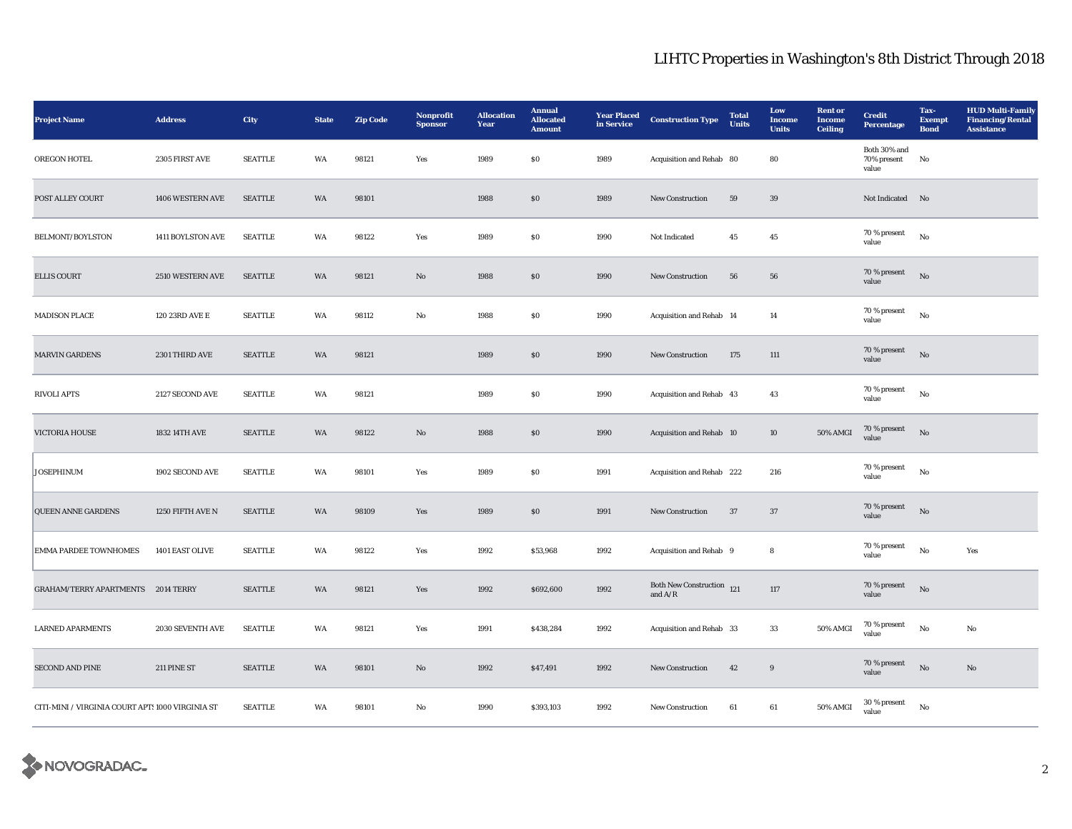# LIHTC Properties in Washington's 8th District Through 2018

| Project Name | Address | City | State | Zip Code | Nonprofit Sponsor | Allocation Year | Annual Allocated Amount | Year Placed in Service | Construction Type | Total Units | Low Income Units | Rent or Income Ceiling | Credit Percentage | Tax-Exempt Bond | HUD Multi-Family Financing/Rental Assistance |
|---|---|---|---|---|---|---|---|---|---|---|---|---|---|---|---|
| OREGON HOTEL | 2305 FIRST AVE | SEATTLE | WA | 98121 | Yes | 1989 | $0 | 1989 | Acquisition and Rehab | 80 | 80 | | Both 30% and 70% present value | No | |
| POST ALLEY COURT | 1406 WESTERN AVE | SEATTLE | WA | 98101 | | 1988 | $0 | 1989 | New Construction | 59 | 39 | | Not Indicated | No | |
| BELMONT/BOYLSTON | 1411 BOYLSTON AVE | SEATTLE | WA | 98122 | Yes | 1989 | $0 | 1990 | Not Indicated | 45 | 45 | | 70 % present value | No | |
| ELLIS COURT | 2510 WESTERN AVE | SEATTLE | WA | 98121 | No | 1988 | $0 | 1990 | New Construction | 56 | 56 | | 70 % present value | No | |
| MADISON PLACE | 120 23RD AVE E | SEATTLE | WA | 98112 | No | 1988 | $0 | 1990 | Acquisition and Rehab | 14 | 14 | | 70 % present value | No | |
| MARVIN GARDENS | 2301 THIRD AVE | SEATTLE | WA | 98121 | | 1989 | $0 | 1990 | New Construction | 175 | 111 | | 70 % present value | No | |
| RIVOLI APTS | 2127 SECOND AVE | SEATTLE | WA | 98121 | | 1989 | $0 | 1990 | Acquisition and Rehab | 43 | 43 | | 70 % present value | No | |
| VICTORIA HOUSE | 1832 14TH AVE | SEATTLE | WA | 98122 | No | 1988 | $0 | 1990 | Acquisition and Rehab | 10 | 10 | 50% AMGI | 70 % present value | No | |
| JOSEPHINUM | 1902 SECOND AVE | SEATTLE | WA | 98101 | Yes | 1989 | $0 | 1991 | Acquisition and Rehab | 222 | 216 | | 70 % present value | No | |
| QUEEN ANNE GARDENS | 1250 FIFTH AVE N | SEATTLE | WA | 98109 | Yes | 1989 | $0 | 1991 | New Construction | 37 | 37 | | 70 % present value | No | |
| EMMA PARDEE TOWNHOMES | 1401 EAST OLIVE | SEATTLE | WA | 98122 | Yes | 1992 | $53,968 | 1992 | Acquisition and Rehab | 9 | 8 | | 70 % present value | No | Yes |
| GRAHAM/TERRY APARTMENTS | 2014 TERRY | SEATTLE | WA | 98121 | Yes | 1992 | $692,600 | 1992 | Both New Construction and A/R | 121 | 117 | | 70 % present value | No | |
| LARNED APARMENTS | 2030 SEVENTH AVE | SEATTLE | WA | 98121 | Yes | 1991 | $438,284 | 1992 | Acquisition and Rehab | 33 | 33 | 50% AMGI | 70 % present value | No | No |
| SECOND AND PINE | 211 PINE ST | SEATTLE | WA | 98101 | No | 1992 | $47,491 | 1992 | New Construction | 42 | 9 | | 70 % present value | No | No |
| CITI-MINI / VIRGINIA COURT APTS | 1000 VIRGINIA ST | SEATTLE | WA | 98101 | No | 1990 | $393,103 | 1992 | New Construction | 61 | 61 | 50% AMGI | 30 % present value | No | |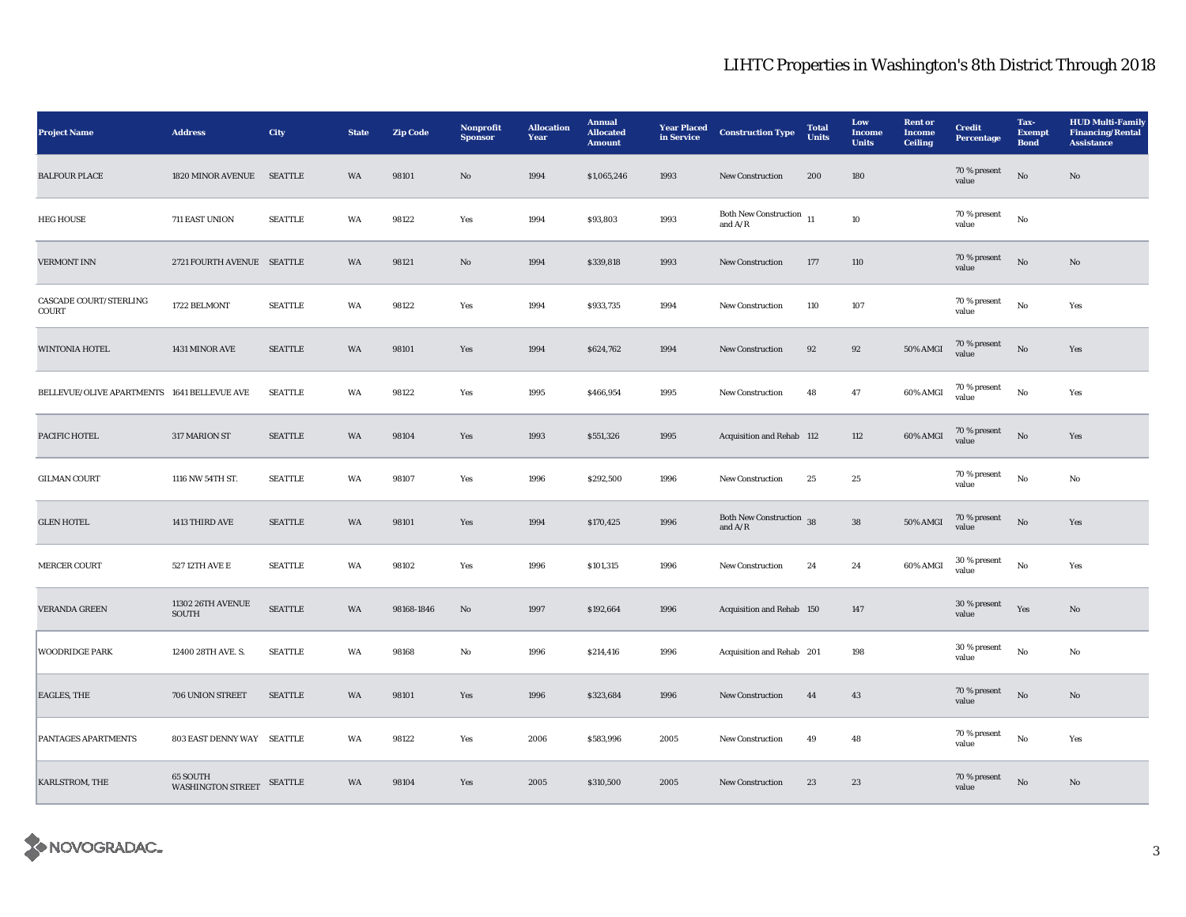# LIHTC Properties in Washington's 8th District Through 2018

| Project Name | Address | City | State | Zip Code | Nonprofit Sponsor | Allocation Year | Annual Allocated Amount | Year Placed in Service | Construction Type | Total Units | Low Income Units | Rent or Income Ceiling | Credit Percentage | Tax-Exempt Bond | HUD Multi-Family Financing/Rental Assistance |
|---|---|---|---|---|---|---|---|---|---|---|---|---|---|---|---|
| BALFOUR PLACE | 1820 MINOR AVENUE | SEATTLE | WA | 98101 | No | 1994 | $1,065,246 | 1993 | New Construction | 200 | 180 | | 70 % present value | No | No |
| HEG HOUSE | 711 EAST UNION | SEATTLE | WA | 98122 | Yes | 1994 | $93,803 | 1993 | Both New Construction and A/R | 11 | 10 | | 70 % present value | No | |
| VERMONT INN | 2721 FOURTH AVENUE | SEATTLE | WA | 98121 | No | 1994 | $339,818 | 1993 | New Construction | 177 | 110 | | 70 % present value | No | No |
| CASCADE COURT/STERLING COURT | 1722 BELMONT | SEATTLE | WA | 98122 | Yes | 1994 | $933,735 | 1994 | New Construction | 110 | 107 | | 70 % present value | No | Yes |
| WINTONIA HOTEL | 1431 MINOR AVE | SEATTLE | WA | 98101 | Yes | 1994 | $624,762 | 1994 | New Construction | 92 | 92 | 50% AMGI | 70 % present value | No | Yes |
| BELLEVUE/OLIVE APARTMENTS | 1641 BELLEVUE AVE | SEATTLE | WA | 98122 | Yes | 1995 | $466,954 | 1995 | New Construction | 48 | 47 | 60% AMGI | 70 % present value | No | Yes |
| PACIFIC HOTEL | 317 MARION ST | SEATTLE | WA | 98104 | Yes | 1993 | $551,326 | 1995 | Acquisition and Rehab | 112 | 112 | 60% AMGI | 70 % present value | No | Yes |
| GILMAN COURT | 1116 NW 54TH ST. | SEATTLE | WA | 98107 | Yes | 1996 | $292,500 | 1996 | New Construction | 25 | 25 | | 70 % present value | No | No |
| GLEN HOTEL | 1413 THIRD AVE | SEATTLE | WA | 98101 | Yes | 1994 | $170,425 | 1996 | Both New Construction and A/R | 38 | 38 | 50% AMGI | 70 % present value | No | Yes |
| MERCER COURT | 527 12TH AVE E | SEATTLE | WA | 98102 | Yes | 1996 | $101,315 | 1996 | New Construction | 24 | 24 | 60% AMGI | 30 % present value | No | Yes |
| VERANDA GREEN | 11302 26TH AVENUE SOUTH | SEATTLE | WA | 98168-1846 | No | 1997 | $192,664 | 1996 | Acquisition and Rehab | 150 | 147 | | 30 % present value | Yes | No |
| WOODRIDGE PARK | 12400 28TH AVE. S. | SEATTLE | WA | 98168 | No | 1996 | $214,416 | 1996 | Acquisition and Rehab | 201 | 198 | | 30 % present value | No | No |
| EAGLES, THE | 706 UNION STREET | SEATTLE | WA | 98101 | Yes | 1996 | $323,684 | 1996 | New Construction | 44 | 43 | | 70 % present value | No | No |
| PANTAGES APARTMENTS | 803 EAST DENNY WAY | SEATTLE | WA | 98122 | Yes | 2006 | $583,996 | 2005 | New Construction | 49 | 48 | | 70 % present value | No | Yes |
| KARLSTROM, THE | 65 SOUTH WASHINGTON STREET | SEATTLE | WA | 98104 | Yes | 2005 | $310,500 | 2005 | New Construction | 23 | 23 | | 70 % present value | No | No |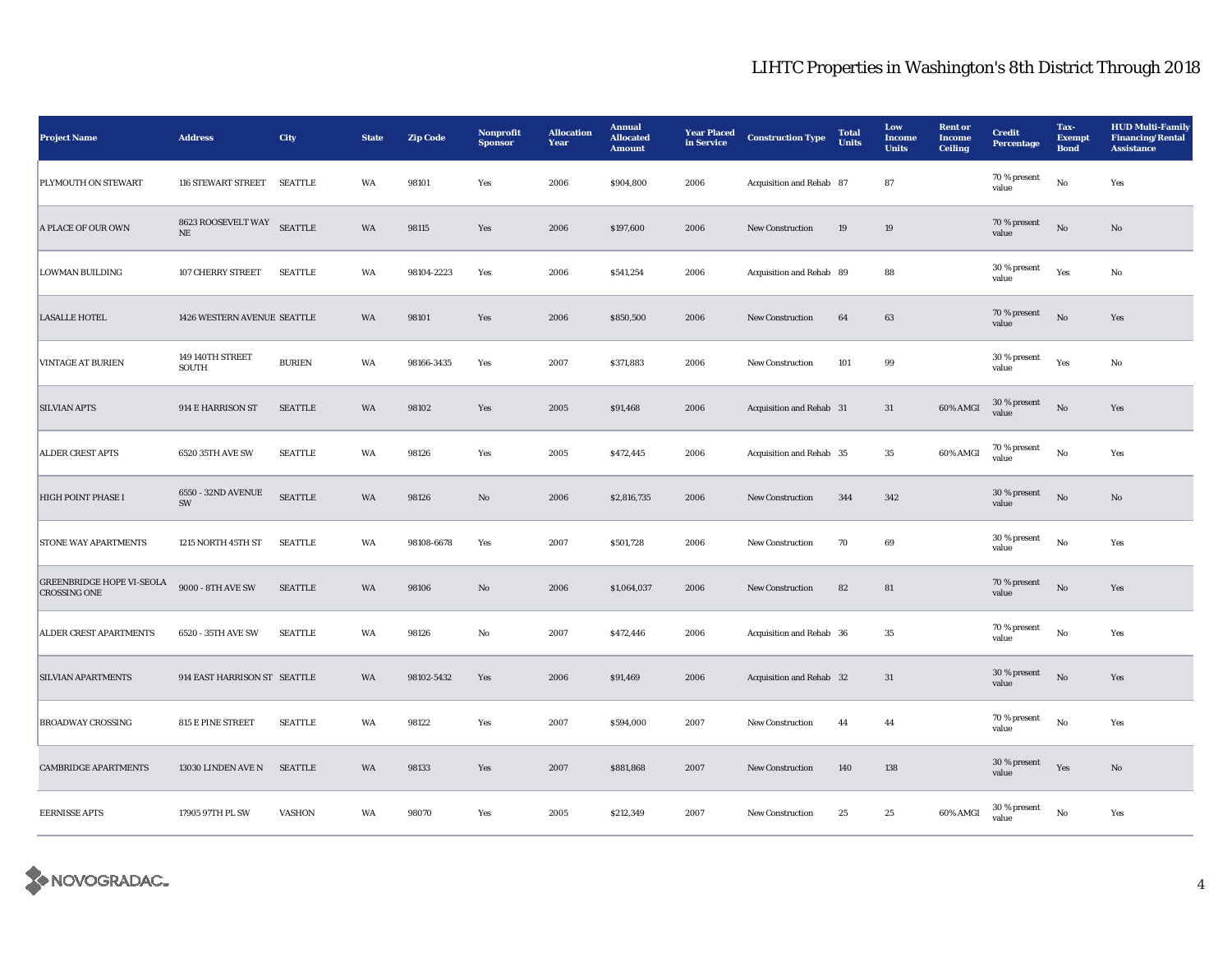# LIHTC Properties in Washington's 8th District Through 2018

| Project Name | Address | City | State | Zip Code | Nonprofit Sponsor | Allocation Year | Annual Allocated Amount | Year Placed in Service | Construction Type | Total Units | Low Income Units | Rent or Income Ceiling | Credit Percentage | Tax-Exempt Bond | HUD Multi-Family Financing/Rental Assistance |
|---|---|---|---|---|---|---|---|---|---|---|---|---|---|---|---|
| PLYMOUTH ON STEWART | 116 STEWART STREET | SEATTLE | WA | 98101 | Yes | 2006 | $904,800 | 2006 | Acquisition and Rehab | 87 | 87 | | 70 % present value | No | Yes |
| A PLACE OF OUR OWN | 8623 ROOSEVELT WAY NE | SEATTLE | WA | 98115 | Yes | 2006 | $197,600 | 2006 | New Construction | 19 | 19 | | 70 % present value | No | No |
| LOWMAN BUILDING | 107 CHERRY STREET | SEATTLE | WA | 98104-2223 | Yes | 2006 | $541,254 | 2006 | Acquisition and Rehab | 89 | 88 | | 30 % present value | Yes | No |
| LASALLE HOTEL | 1426 WESTERN AVENUE | SEATTLE | WA | 98101 | Yes | 2006 | $850,500 | 2006 | New Construction | 64 | 63 | | 70 % present value | No | Yes |
| VINTAGE AT BURIEN | 149 140TH STREET SOUTH | BURIEN | WA | 98166-3435 | Yes | 2007 | $371,883 | 2006 | New Construction | 101 | 99 | | 30 % present value | Yes | No |
| SILVIAN APTS | 914 E HARRISON ST | SEATTLE | WA | 98102 | Yes | 2005 | $91,468 | 2006 | Acquisition and Rehab | 31 | 31 | 60% AMGI | 30 % present value | No | Yes |
| ALDER CREST APTS | 6520 35TH AVE SW | SEATTLE | WA | 98126 | Yes | 2005 | $472,445 | 2006 | Acquisition and Rehab | 35 | 35 | 60% AMGI | 70 % present value | No | Yes |
| HIGH POINT PHASE I | 6550 - 32ND AVENUE SW | SEATTLE | WA | 98126 | No | 2006 | $2,816,735 | 2006 | New Construction | 344 | 342 | | 30 % present value | No | No |
| STONE WAY APARTMENTS | 1215 NORTH 45TH ST | SEATTLE | WA | 98108-6678 | Yes | 2007 | $501,728 | 2006 | New Construction | 70 | 69 | | 30 % present value | No | Yes |
| GREENBRIDGE HOPE VI-SEOLA CROSSING ONE | 9000 - 8TH AVE SW | SEATTLE | WA | 98106 | No | 2006 | $1,064,037 | 2006 | New Construction | 82 | 81 | | 70 % present value | No | Yes |
| ALDER CREST APARTMENTS | 6520 - 35TH AVE SW | SEATTLE | WA | 98126 | No | 2007 | $472,446 | 2006 | Acquisition and Rehab | 36 | 35 | | 70 % present value | No | Yes |
| SILVIAN APARTMENTS | 914 EAST HARRISON ST | SEATTLE | WA | 98102-5432 | Yes | 2006 | $91,469 | 2006 | Acquisition and Rehab | 32 | 31 | | 30 % present value | No | Yes |
| BROADWAY CROSSING | 815 E PINE STREET | SEATTLE | WA | 98122 | Yes | 2007 | $594,000 | 2007 | New Construction | 44 | 44 | | 70 % present value | No | Yes |
| CAMBRIDGE APARTMENTS | 13030 LINDEN AVE N | SEATTLE | WA | 98133 | Yes | 2007 | $881,868 | 2007 | New Construction | 140 | 138 | | 30 % present value | Yes | No |
| EERNISSE APTS | 17905 97TH PL SW | VASHON | WA | 98070 | Yes | 2005 | $212,349 | 2007 | New Construction | 25 | 25 | 60% AMGI | 30 % present value | No | Yes |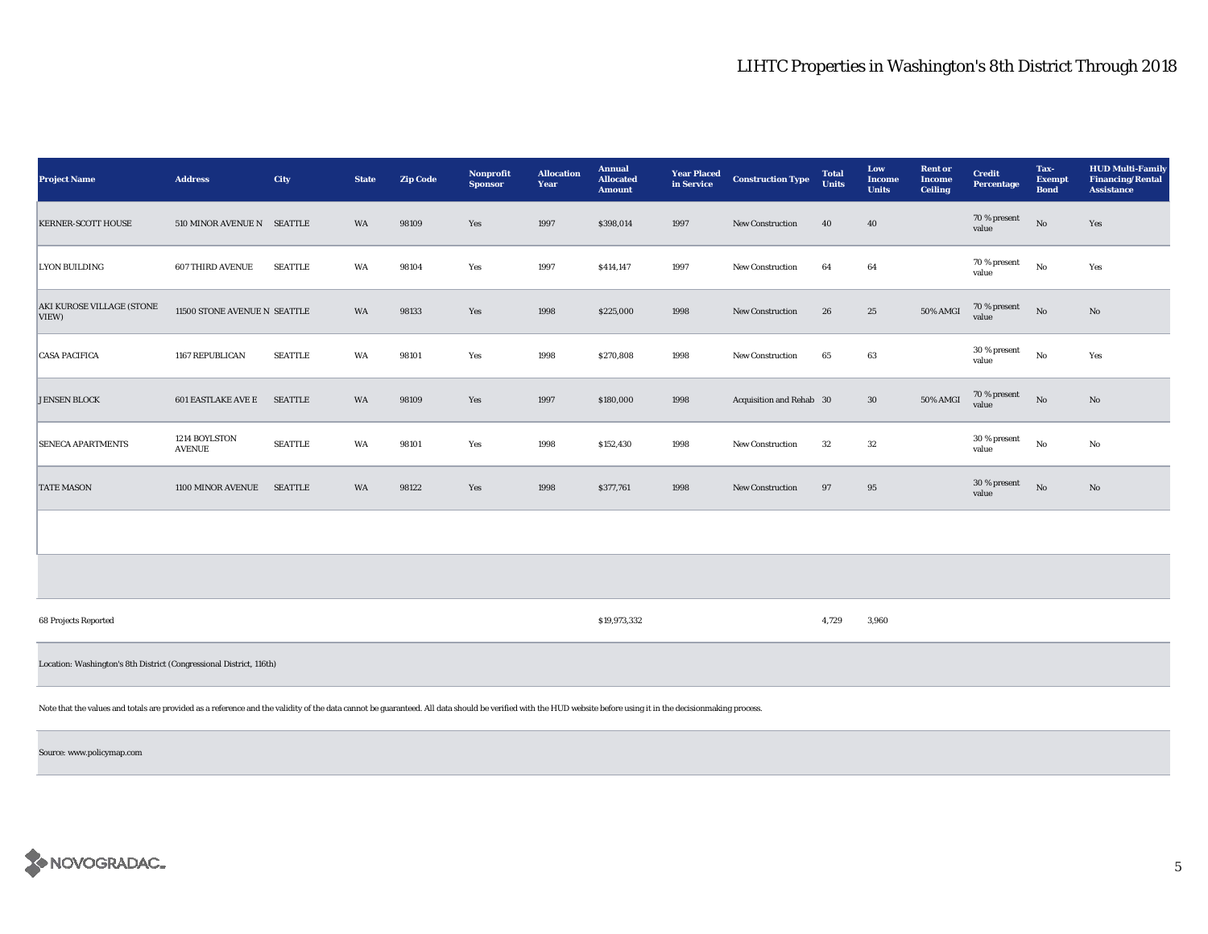# LIHTC Properties in Washington's 8th District Through 2018

| Project Name | Address | City | State | Zip Code | Nonprofit Sponsor | Allocation Year | Annual Allocated Amount | Year Placed in Service | Construction Type | Total Units | Low Income Units | Rent or Income Ceiling | Credit Percentage | Tax-Exempt Bond | HUD Multi-Family Financing/Rental Assistance |
|---|---|---|---|---|---|---|---|---|---|---|---|---|---|---|---|
| KERNER-SCOTT HOUSE | 510 MINOR AVENUE N | SEATTLE | WA | 98109 | Yes | 1997 | $398,014 | 1997 | New Construction | 40 | 40 | | 70 % present value | No | Yes |
| LYON BUILDING | 607 THIRD AVENUE | SEATTLE | WA | 98104 | Yes | 1997 | $414,147 | 1997 | New Construction | 64 | 64 | | 70 % present value | No | Yes |
| AKI KUROSE VILLAGE (STONE VIEW) | 11500 STONE AVENUE N | SEATTLE | WA | 98133 | Yes | 1998 | $225,000 | 1998 | New Construction | 26 | 25 | 50% AMGI | 70 % present value | No | No |
| CASA PACIFICA | 1167 REPUBLICAN | SEATTLE | WA | 98101 | Yes | 1998 | $270,808 | 1998 | New Construction | 65 | 63 | | 30 % present value | No | Yes |
| JENSEN BLOCK | 601 EASTLAKE AVE E | SEATTLE | WA | 98109 | Yes | 1997 | $180,000 | 1998 | Acquisition and Rehab | 30 | 30 | 50% AMGI | 70 % present value | No | No |
| SENECA APARTMENTS | 1214 BOYLSTON AVENUE | SEATTLE | WA | 98101 | Yes | 1998 | $152,430 | 1998 | New Construction | 32 | 32 | | 30 % present value | No | No |
| TATE MASON | 1100 MINOR AVENUE | SEATTLE | WA | 98122 | Yes | 1998 | $377,761 | 1998 | New Construction | 97 | 95 | | 30 % present value | No | No |
| 68 Projects Reported | | | | | | | $19,973,332 | | | 4,729 | 3,960 | | | | |

Location: Washington's 8th District (Congressional District, 116th)

Note that the values and totals are provided as a reference and the validity of the data cannot be guaranteed. All data should be verified with the HUD website before using it in the decisionmaking process.

Source: www.policymap.com